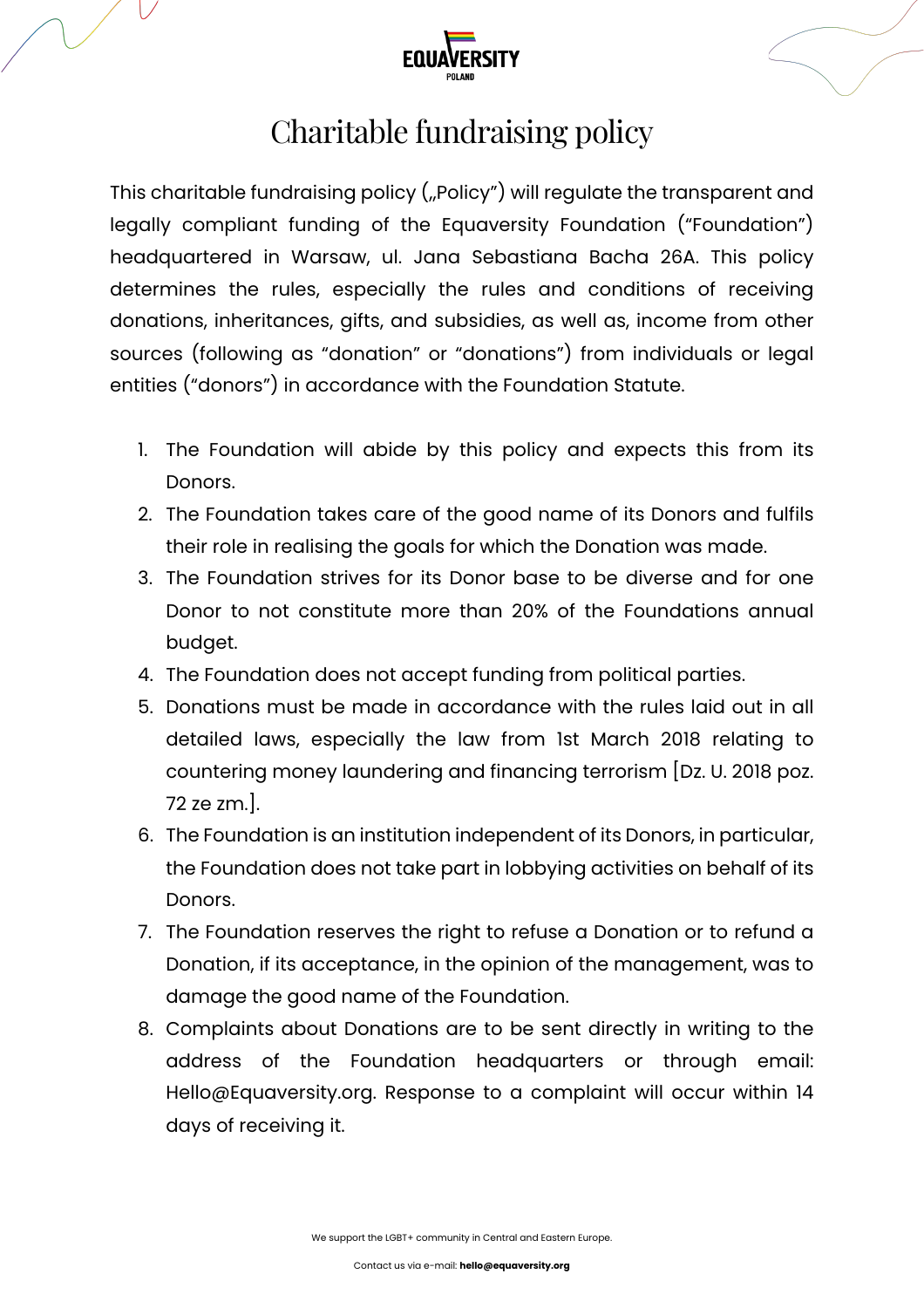# Charitable fundraising policy

This charitable fundraising policy („Policy") will regulate the transparent and legally compliant funding of the Equaversity Foundation ("Foundation") headquartered in Warsaw, ul. Jana Sebastiana Bacha 26A. This policy determines the rules, especially the rules and conditions of receiving donations, inheritances, gifts, and subsidies, as well as, income from other sources (following as "donation" or "donations") from individuals or legal entities ("donors") in accordance with the Foundation Statute.

1. The Foundation will abide by this policy and expects this from its Donors.
2. The Foundation takes care of the good name of its Donors and fulfils their role in realising the goals for which the Donation was made.
3. The Foundation strives for its Donor base to be diverse and for one Donor to not constitute more than 20% of the Foundations annual budget.
4. The Foundation does not accept funding from political parties.
5. Donations must be made in accordance with the rules laid out in all detailed laws, especially the law from 1st March 2018 relating to countering money laundering and financing terrorism [Dz. U. 2018 poz. 72 ze zm.].
6. The Foundation is an institution independent of its Donors, in particular, the Foundation does not take part in lobbying activities on behalf of its Donors.
7. The Foundation reserves the right to refuse a Donation or to refund a Donation, if its acceptance, in the opinion of the management, was to damage the good name of the Foundation.
8. Complaints about Donations are to be sent directly in writing to the address of the Foundation headquarters or through email: Hello@Equaversity.org. Response to a complaint will occur within 14 days of receiving it.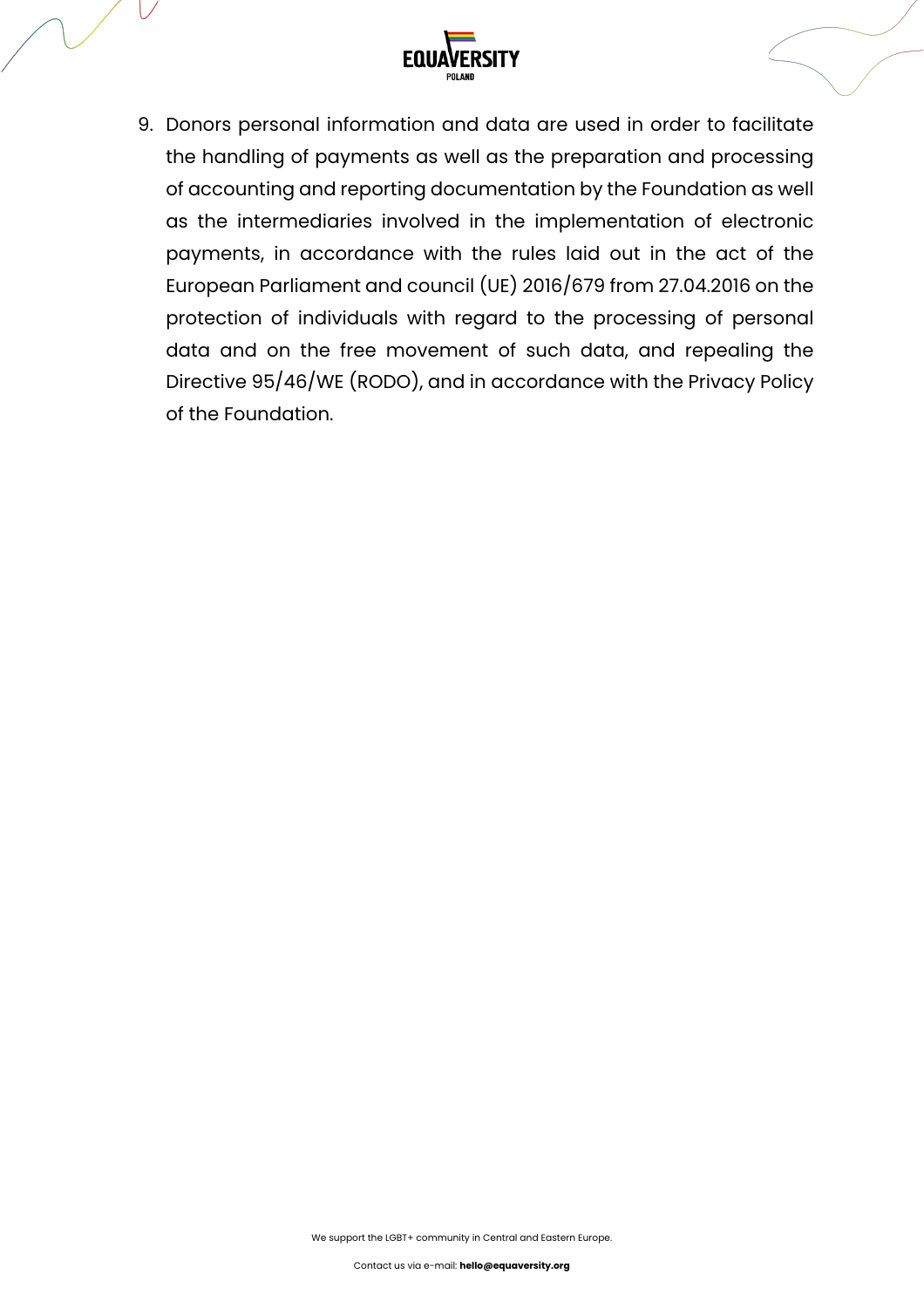9. Donors personal information and data are used in order to facilitate the handling of payments as well as the preparation and processing of accounting and reporting documentation by the Foundation as well as the intermediaries involved in the implementation of electronic payments, in accordance with the rules laid out in the act of the European Parliament and council (UE) 2016/679 from 27.04.2016 on the protection of individuals with regard to the processing of personal data and on the free movement of such data, and repealing the Directive 95/46/WE (RODO), and in accordance with the Privacy Policy of the Foundation.